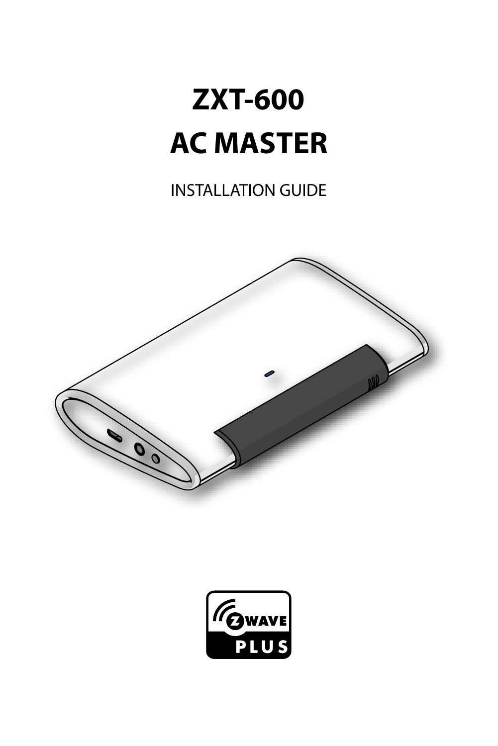# ZXT-600
# AC MASTER

INSTALLATION GUIDE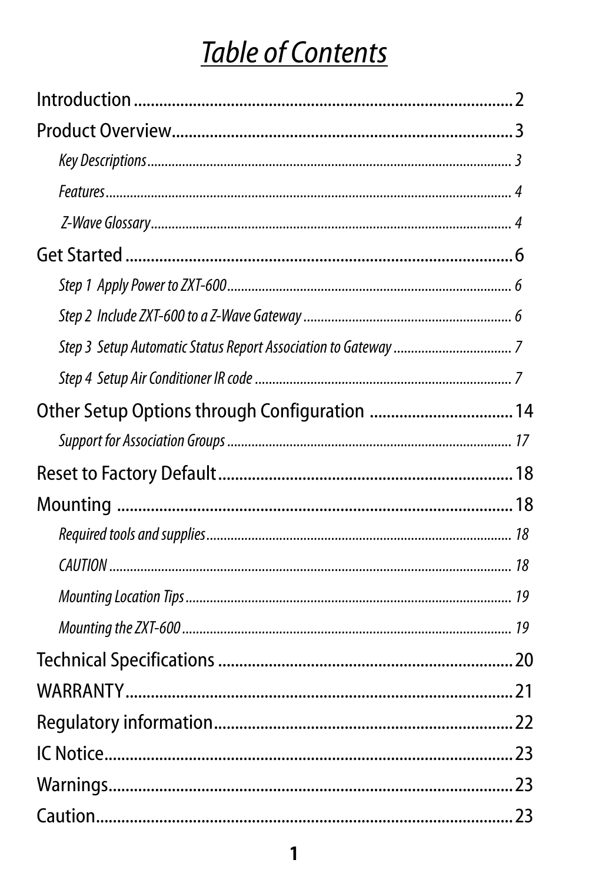# *Table of Contents*

Introduction ........................................................................ 2

Product Overview ................................................................ 3

- *Key Descriptions* ........................................................ 3
- *Features* ........................................................................ 4
- *Z-Wave Glossary* ........................................................ 4

Get Started ........................................................................ 6

- *Step 1 Apply Power to ZXT-600* ................................. 6
- *Step 2 Include ZXT-600 to a Z-Wave Gateway* ........... 6
- *Step 3 Setup Automatic Status Report Association to Gateway* ......... 7
- *Step 4 Setup Air Conditioner IR code* ........................ 7

Other Setup Options through Configuration ........................ 14

- *Support for Association Groups* ................................. 17

Reset to Factory Default ..................................................... 18

Mounting ............................................................................ 18

- *Required tools and supplies* ....................................... 18
- *CAUTION* ..................................................................... 18
- *Mounting Location Tips* .............................................. 19
- *Mounting the ZXT-600* ................................................ 19

Technical Specifications ..................................................... 20

WARRANTY ......................................................................... 21

Regulatory information ...................................................... 22

IC Notice ............................................................................. 23

Warnings ............................................................................. 23

Caution ............................................................................... 23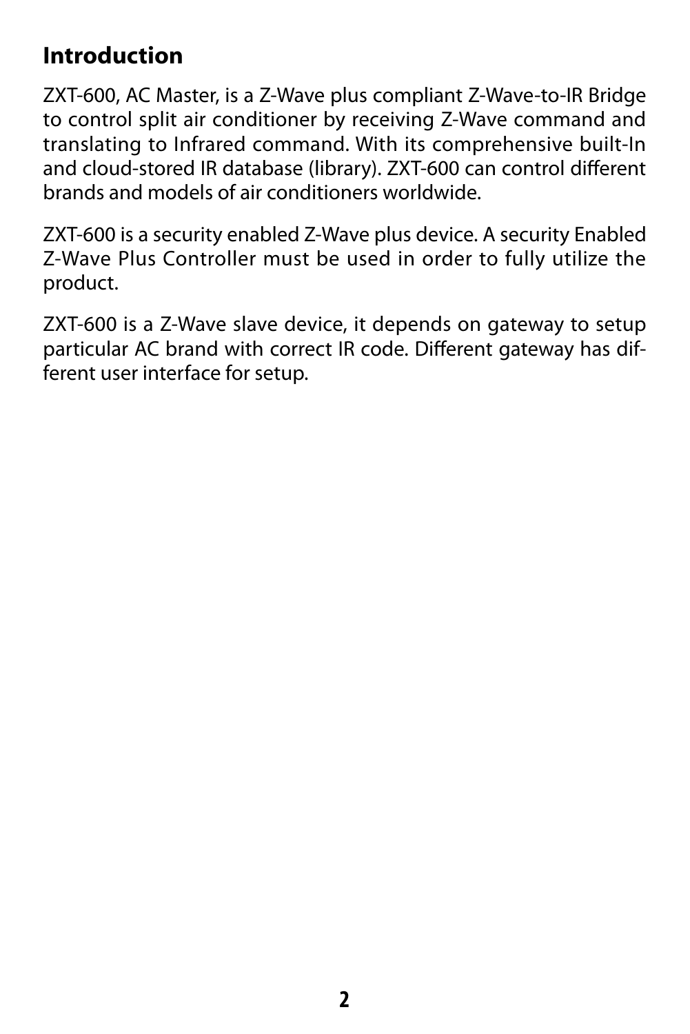## Introduction

ZXT-600, AC Master, is a Z-Wave plus compliant Z-Wave-to-IR Bridge to control split air conditioner by receiving Z-Wave command and translating to Infrared command. With its comprehensive built-In and cloud-stored IR database (library). ZXT-600 can control different brands and models of air conditioners worldwide.

ZXT-600 is a security enabled Z-Wave plus device. A security Enabled Z-Wave Plus Controller must be used in order to fully utilize the product.

ZXT-600 is a Z-Wave slave device, it depends on gateway to setup particular AC brand with correct IR code. Different gateway has different user interface for setup.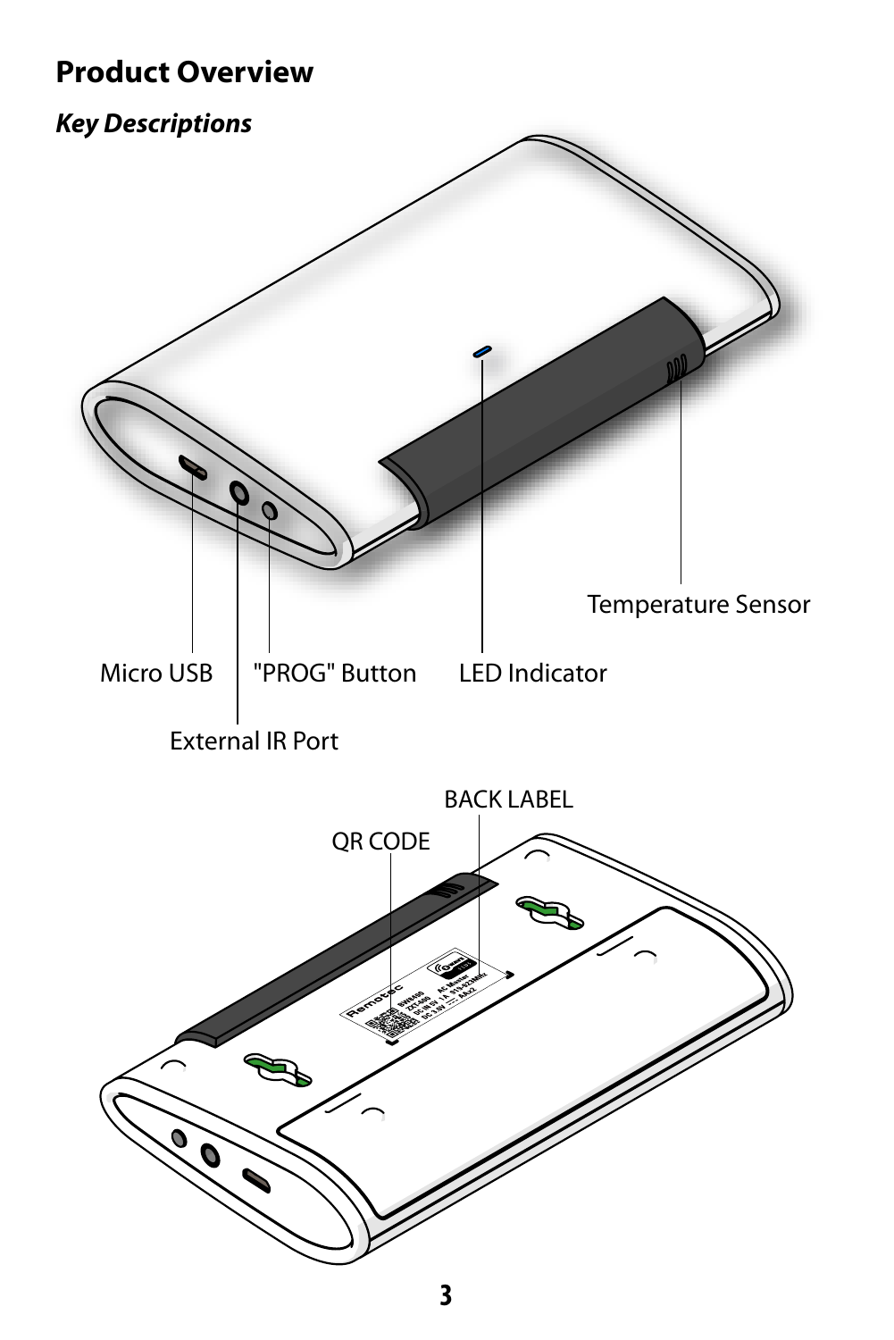## Product Overview

### *Key Descriptions*

Temperature Sensor

Micro USB

"PROG" Button

LED Indicator

External IR Port

BACK LABEL

QR CODE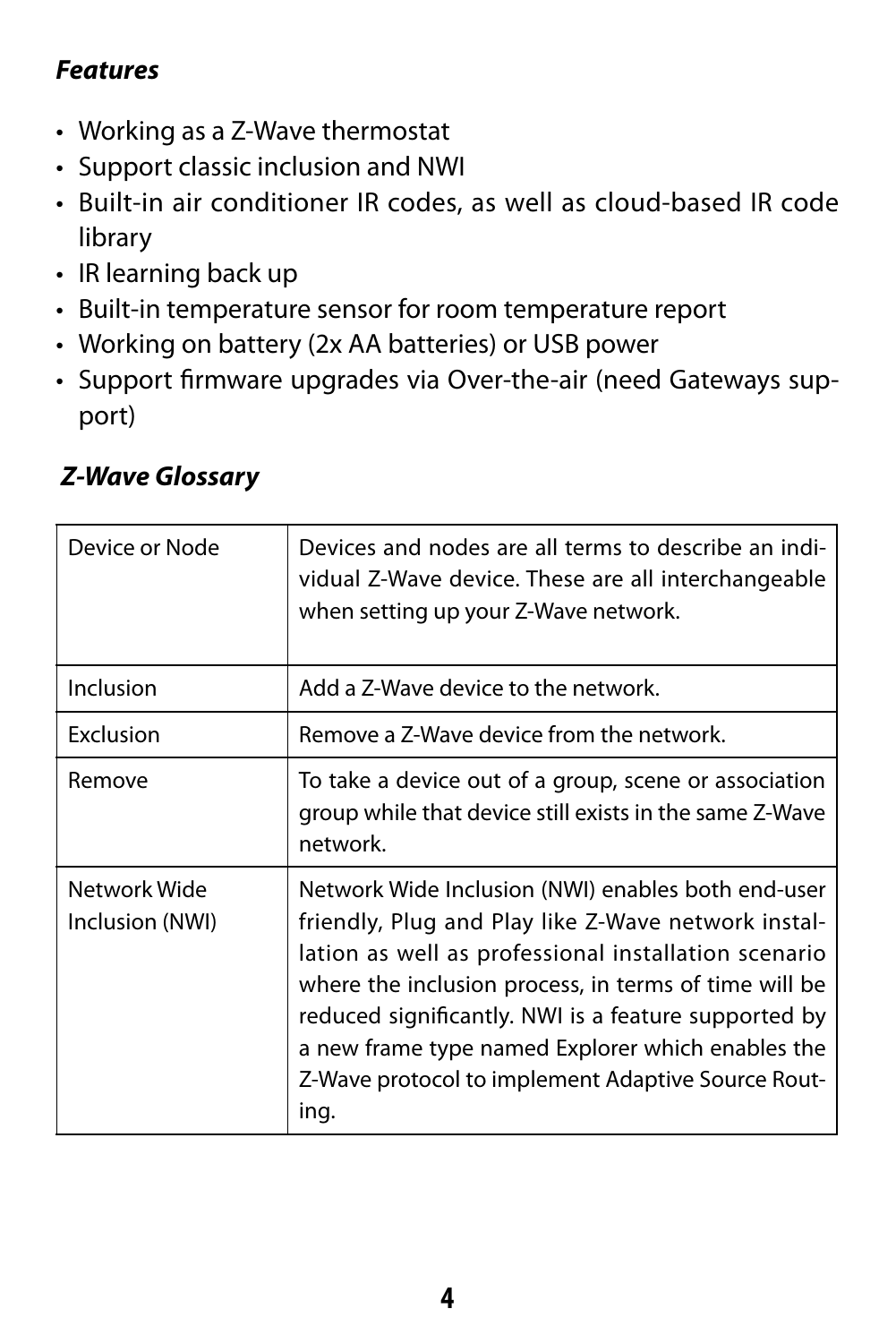### *Features*

- Working as a Z-Wave thermostat
- Support classic inclusion and NWI
- Built-in air conditioner IR codes, as well as cloud-based IR code library
- IR learning back up
- Built-in temperature sensor for room temperature report
- Working on battery (2x AA batteries) or USB power
- Support firmware upgrades via Over-the-air (need Gateways support)

### *Z-Wave Glossary*

| | |
|---|---|
| Device or Node | Devices and nodes are all terms to describe an individual Z-Wave device. These are all interchangeable when setting up your Z-Wave network. |
| Inclusion | Add a Z-Wave device to the network. |
| Exclusion | Remove a Z-Wave device from the network. |
| Remove | To take a device out of a group, scene or association group while that device still exists in the same Z-Wave network. |
| Network Wide Inclusion (NWI) | Network Wide Inclusion (NWI) enables both end-user friendly, Plug and Play like Z-Wave network installation as well as professional installation scenario where the inclusion process, in terms of time will be reduced significantly. NWI is a feature supported by a new frame type named Explorer which enables the Z-Wave protocol to implement Adaptive Source Routing. |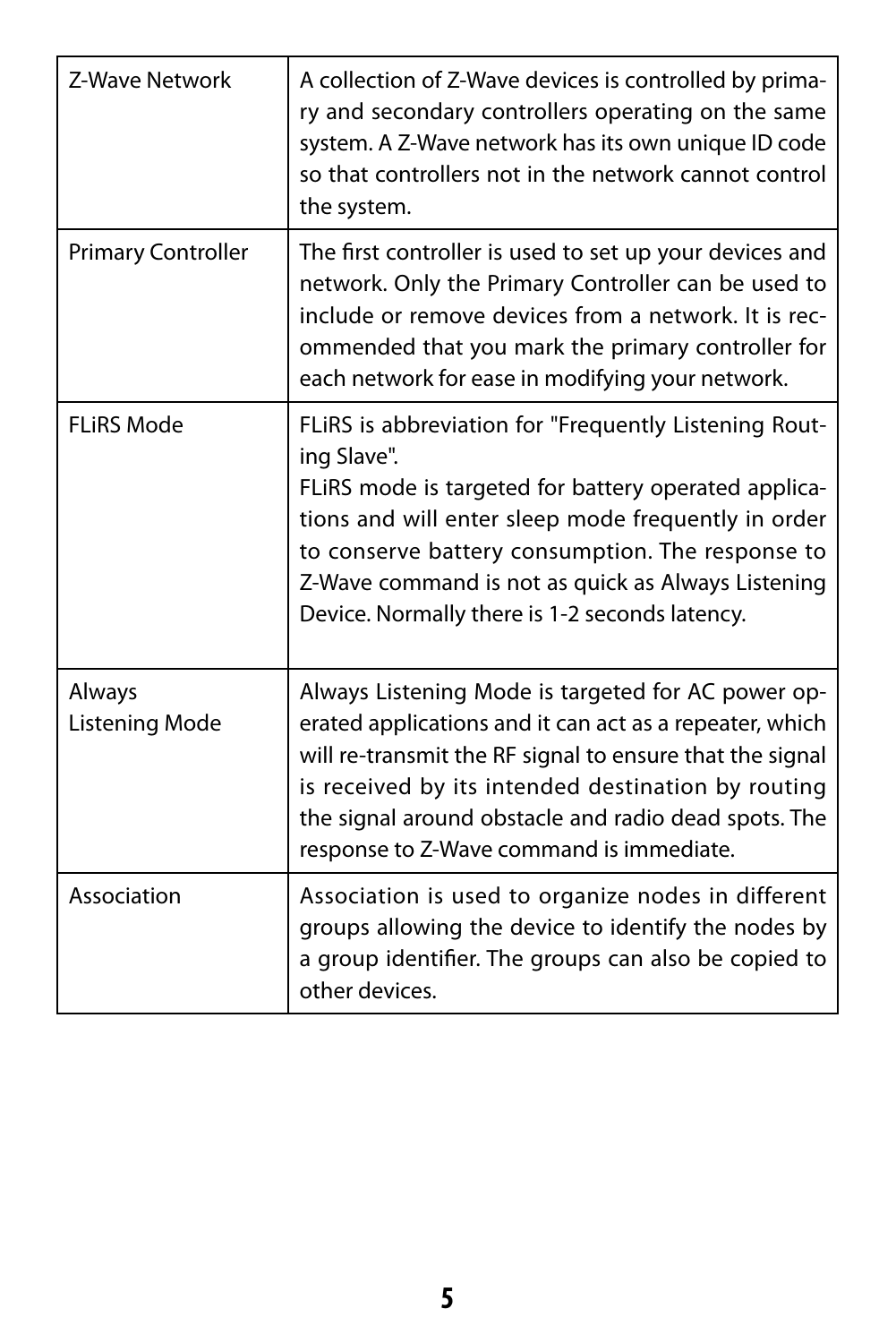| | |
|---|---|
| Z-Wave Network | A collection of Z-Wave devices is controlled by primary and secondary controllers operating on the same system. A Z-Wave network has its own unique ID code so that controllers not in the network cannot control the system. |
| Primary Controller | The first controller is used to set up your devices and network. Only the Primary Controller can be used to include or remove devices from a network. It is recommended that you mark the primary controller for each network for ease in modifying your network. |
| FLiRS Mode | FLiRS is abbreviation for "Frequently Listening Routing Slave".<br>FLiRS mode is targeted for battery operated applications and will enter sleep mode frequently in order to conserve battery consumption. The response to Z-Wave command is not as quick as Always Listening Device. Normally there is 1-2 seconds latency. |
| Always Listening Mode | Always Listening Mode is targeted for AC power operated applications and it can act as a repeater, which will re-transmit the RF signal to ensure that the signal is received by its intended destination by routing the signal around obstacle and radio dead spots. The response to Z-Wave command is immediate. |
| Association | Association is used to organize nodes in different groups allowing the device to identify the nodes by a group identifier. The groups can also be copied to other devices. |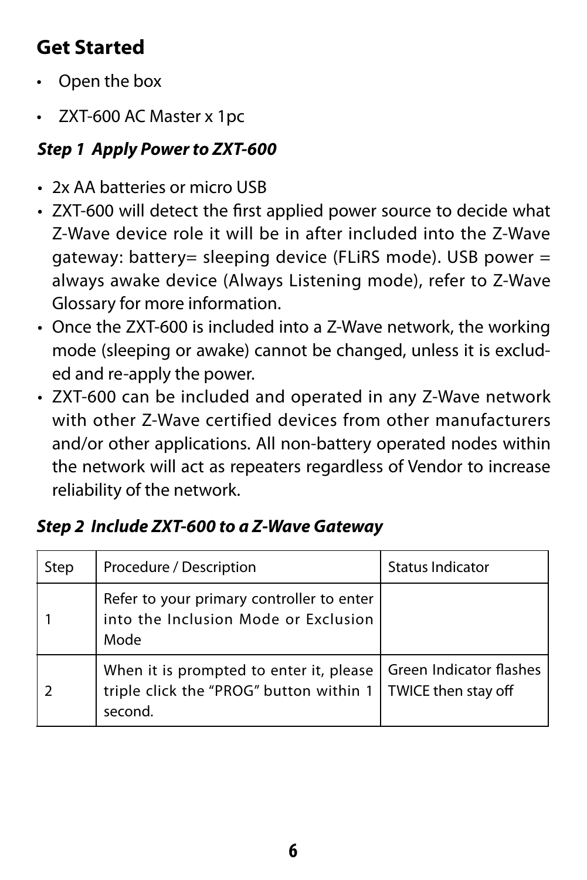## Get Started

- Open the box
- ZXT-600 AC Master x 1pc

### *Step 1 Apply Power to ZXT-600*

- 2x AA batteries or micro USB
- ZXT-600 will detect the first applied power source to decide what Z-Wave device role it will be in after included into the Z-Wave gateway: battery= sleeping device (FLiRS mode). USB power = always awake device (Always Listening mode), refer to Z-Wave Glossary for more information.
- Once the ZXT-600 is included into a Z-Wave network, the working mode (sleeping or awake) cannot be changed, unless it is excluded and re-apply the power.
- ZXT-600 can be included and operated in any Z-Wave network with other Z-Wave certified devices from other manufacturers and/or other applications. All non-battery operated nodes within the network will act as repeaters regardless of Vendor to increase reliability of the network.

### *Step 2 Include ZXT-600 to a Z-Wave Gateway*

| Step | Procedure / Description | Status Indicator |
|---|---|---|
| 1 | Refer to your primary controller to enter into the Inclusion Mode or Exclusion Mode | |
| 2 | When it is prompted to enter it, please triple click the "PROG" button within 1 second. | Green Indicator flashes TWICE then stay off |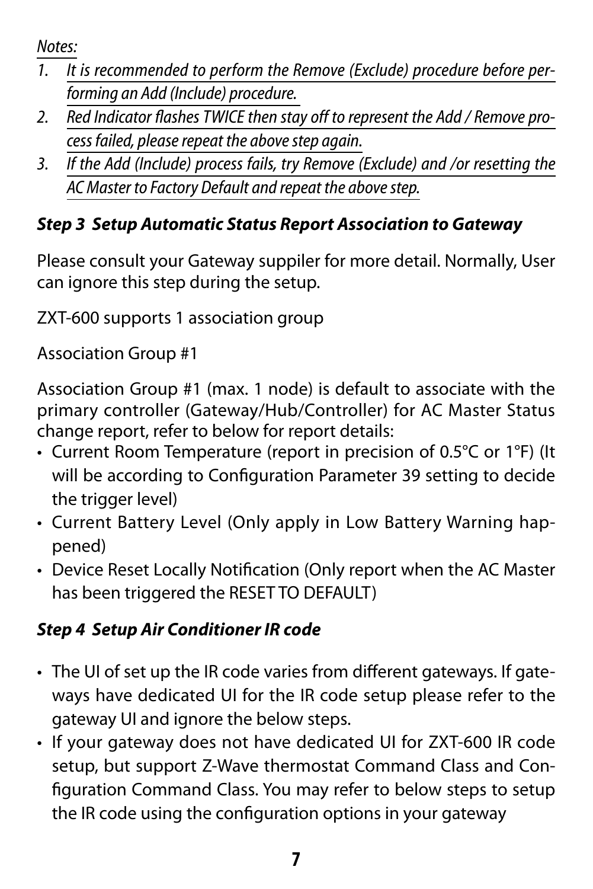*Notes:*

1. *It is recommended to perform the Remove (Exclude) procedure before performing an Add (Include) procedure.*
2. *Red Indicator flashes TWICE then stay off to represent the Add / Remove process failed, please repeat the above step again.*
3. *If the Add (Include) process fails, try Remove (Exclude) and /or resetting the AC Master to Factory Default and repeat the above step.*

### *Step 3 Setup Automatic Status Report Association to Gateway*

Please consult your Gateway suppiler for more detail. Normally, User can ignore this step during the setup.

ZXT-600 supports 1 association group

Association Group #1

Association Group #1 (max. 1 node) is default to associate with the primary controller (Gateway/Hub/Controller) for AC Master Status change report, refer to below for report details:

- Current Room Temperature (report in precision of 0.5°C or 1°F) (It will be according to Configuration Parameter 39 setting to decide the trigger level)
- Current Battery Level (Only apply in Low Battery Warning happened)
- Device Reset Locally Notification (Only report when the AC Master has been triggered the RESET TO DEFAULT)

### *Step 4 Setup Air Conditioner IR code*

- The UI of set up the IR code varies from different gateways. If gateways have dedicated UI for the IR code setup please refer to the gateway UI and ignore the below steps.
- If your gateway does not have dedicated UI for ZXT-600 IR code setup, but support Z-Wave thermostat Command Class and Configuration Command Class. You may refer to below steps to setup the IR code using the configuration options in your gateway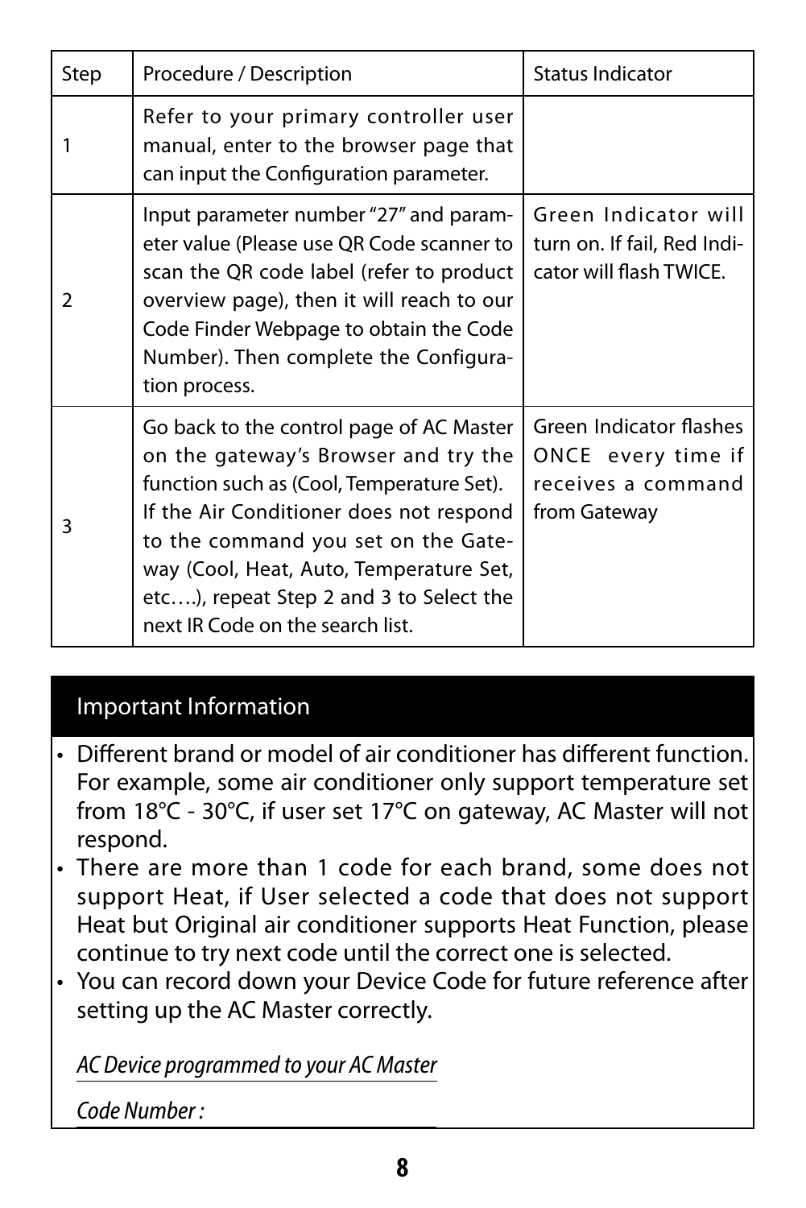| Step | Procedure / Description | Status Indicator |
|---|---|---|
| 1 | Refer to your primary controller user manual, enter to the browser page that can input the Configuration parameter. | |
| 2 | Input parameter number "27" and parameter value (Please use QR Code scanner to scan the QR code label (refer to product overview page), then it will reach to our Code Finder Webpage to obtain the Code Number). Then complete the Configuration process. | Green Indicator will turn on. If fail, Red Indicator will flash TWICE. |
| 3 | Go back to the control page of AC Master on the gateway's Browser and try the function such as (Cool, Temperature Set). If the Air Conditioner does not respond to the command you set on the Gateway (Cool, Heat, Auto, Temperature Set, etc….), repeat Step 2 and 3 to Select the next IR Code on the search list. | Green Indicator flashes ONCE every time if receives a command from Gateway |

## Important Information

- Different brand or model of air conditioner has different function. For example, some air conditioner only support temperature set from 18°C - 30°C, if user set 17°C on gateway, AC Master will not respond.
- There are more than 1 code for each brand, some does not support Heat, if User selected a code that does not support Heat but Original air conditioner supports Heat Function, please continue to try next code until the correct one is selected.
- You can record down your Device Code for future reference after setting up the AC Master correctly.

*AC Device programmed to your AC Master*

*Code Number :*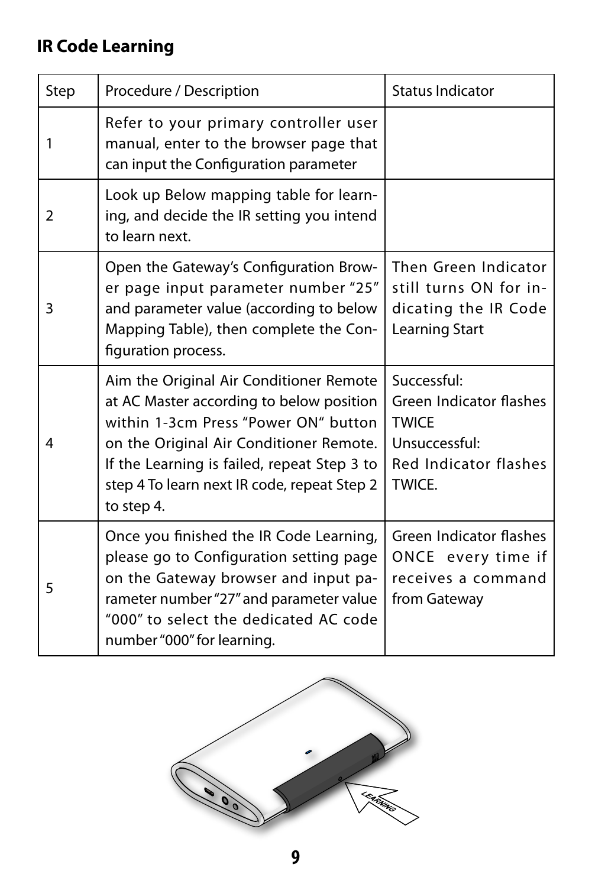## IR Code Learning

| Step | Procedure / Description | Status Indicator |
|---|---|---|
| 1 | Refer to your primary controller user manual, enter to the browser page that can input the Configuration parameter | |
| 2 | Look up Below mapping table for learning, and decide the IR setting you intend to learn next. | |
| 3 | Open the Gateway's Configuration Brower page input parameter number "25" and parameter value (according to below Mapping Table), then complete the Configuration process. | Then Green Indicator still turns ON for indicating the IR Code Learning Start |
| 4 | Aim the Original Air Conditioner Remote at AC Master according to below position within 1-3cm Press "Power ON" button on the Original Air Conditioner Remote. If the Learning is failed, repeat Step 3 to step 4 To learn next IR code, repeat Step 2 to step 4. | Successful: Green Indicator flashes TWICE Unsuccessful: Red Indicator flashes TWICE. |
| 5 | Once you finished the IR Code Learning, please go to Configuration setting page on the Gateway browser and input parameter number "27" and parameter value "000" to select the dedicated AC code number "000" for learning. | Green Indicator flashes ONCE every time if receives a command from Gateway |

LEARNING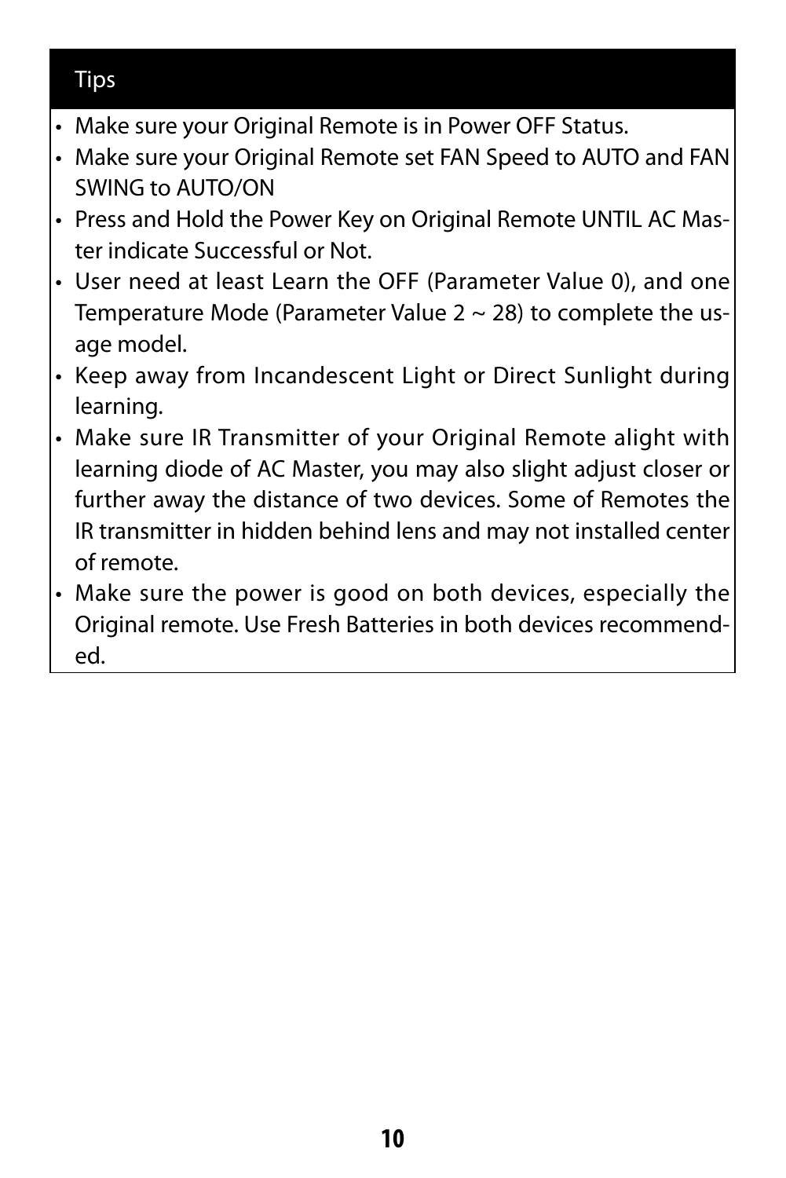## Tips

- Make sure your Original Remote is in Power OFF Status.
- Make sure your Original Remote set FAN Speed to AUTO and FAN SWING to AUTO/ON
- Press and Hold the Power Key on Original Remote UNTIL AC Master indicate Successful or Not.
- User need at least Learn the OFF (Parameter Value 0), and one Temperature Mode (Parameter Value 2 ~ 28) to complete the usage model.
- Keep away from Incandescent Light or Direct Sunlight during learning.
- Make sure IR Transmitter of your Original Remote alight with learning diode of AC Master, you may also slight adjust closer or further away the distance of two devices. Some of Remotes the IR transmitter in hidden behind lens and may not installed center of remote.
- Make sure the power is good on both devices, especially the Original remote. Use Fresh Batteries in both devices recommended.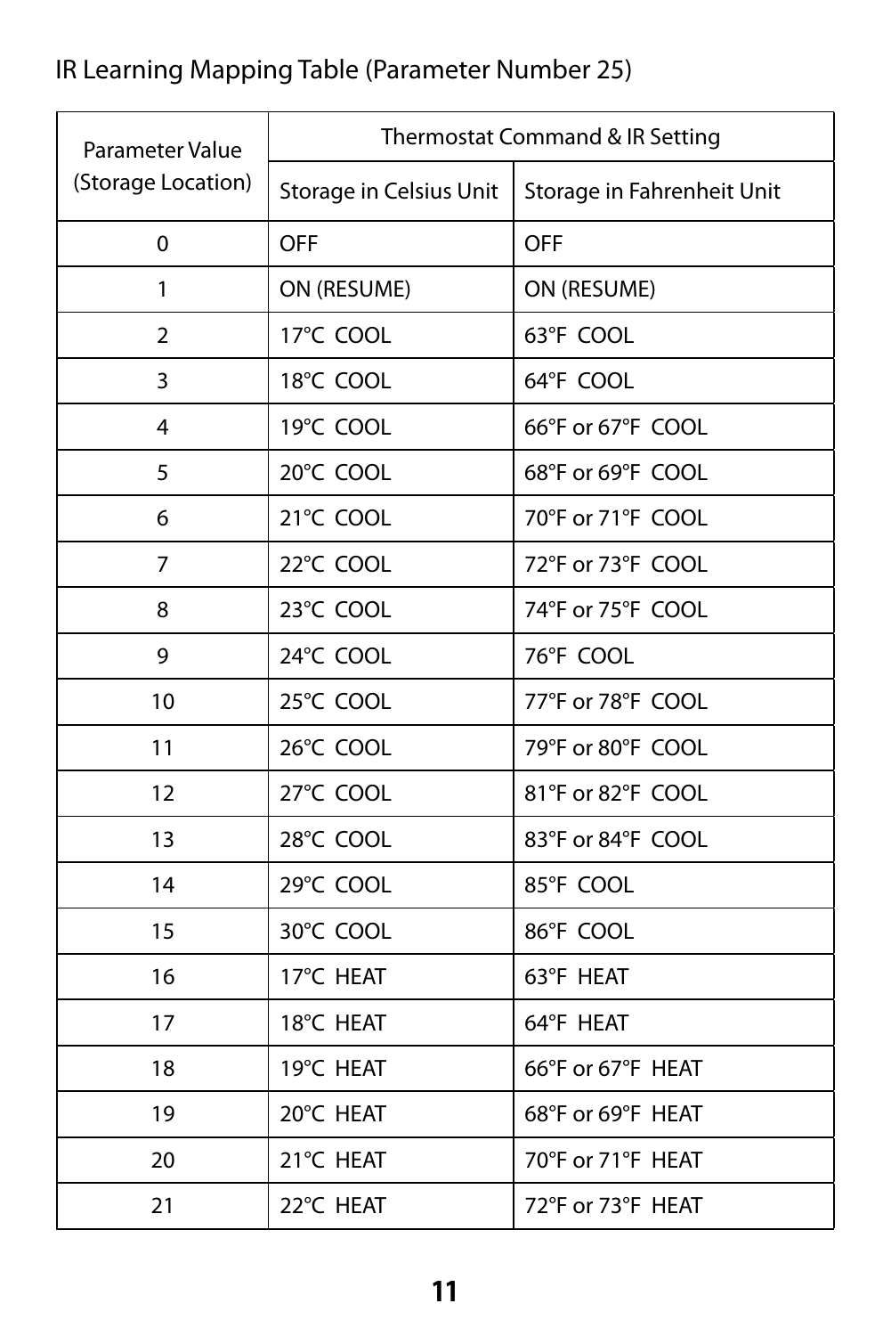IR Learning Mapping Table (Parameter Number 25)

| Parameter Value (Storage Location) | Thermostat Command & IR Setting | |
|---|---|---|
| | Storage in Celsius Unit | Storage in Fahrenheit Unit |
| 0 | OFF | OFF |
| 1 | ON (RESUME) | ON (RESUME) |
| 2 | 17°C COOL | 63°F COOL |
| 3 | 18°C COOL | 64°F COOL |
| 4 | 19°C COOL | 66°F or 67°F COOL |
| 5 | 20°C COOL | 68°F or 69°F COOL |
| 6 | 21°C COOL | 70°F or 71°F COOL |
| 7 | 22°C COOL | 72°F or 73°F COOL |
| 8 | 23°C COOL | 74°F or 75°F COOL |
| 9 | 24°C COOL | 76°F COOL |
| 10 | 25°C COOL | 77°F or 78°F COOL |
| 11 | 26°C COOL | 79°F or 80°F COOL |
| 12 | 27°C COOL | 81°F or 82°F COOL |
| 13 | 28°C COOL | 83°F or 84°F COOL |
| 14 | 29°C COOL | 85°F COOL |
| 15 | 30°C COOL | 86°F COOL |
| 16 | 17°C HEAT | 63°F HEAT |
| 17 | 18°C HEAT | 64°F HEAT |
| 18 | 19°C HEAT | 66°F or 67°F HEAT |
| 19 | 20°C HEAT | 68°F or 69°F HEAT |
| 20 | 21°C HEAT | 70°F or 71°F HEAT |
| 21 | 22°C HEAT | 72°F or 73°F HEAT |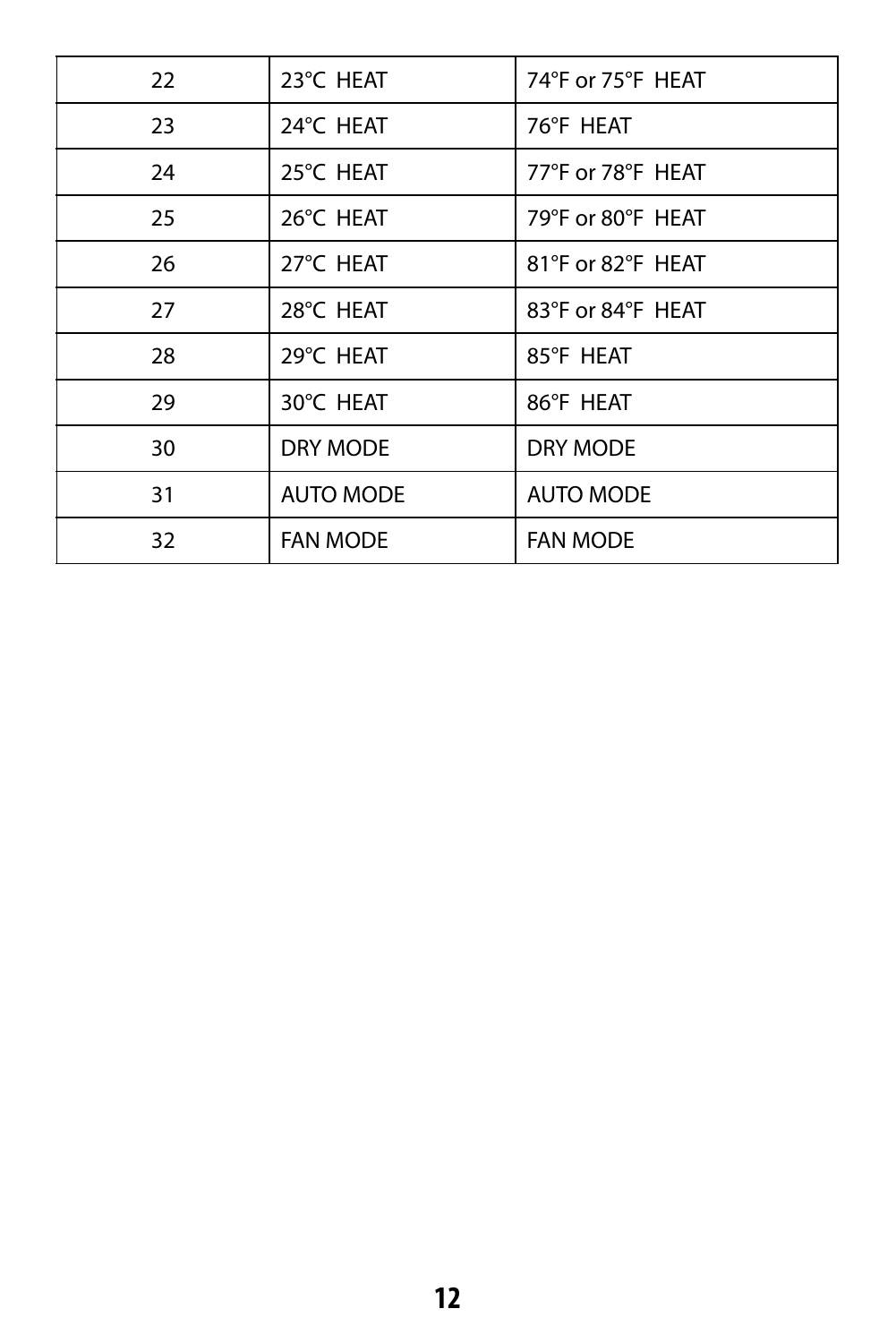| 22 | 23°C HEAT | 74°F or 75°F HEAT |
|---|---|---|
| 23 | 24°C HEAT | 76°F HEAT |
| 24 | 25°C HEAT | 77°F or 78°F HEAT |
| 25 | 26°C HEAT | 79°F or 80°F HEAT |
| 26 | 27°C HEAT | 81°F or 82°F HEAT |
| 27 | 28°C HEAT | 83°F or 84°F HEAT |
| 28 | 29°C HEAT | 85°F HEAT |
| 29 | 30°C HEAT | 86°F HEAT |
| 30 | DRY MODE | DRY MODE |
| 31 | AUTO MODE | AUTO MODE |
| 32 | FAN MODE | FAN MODE |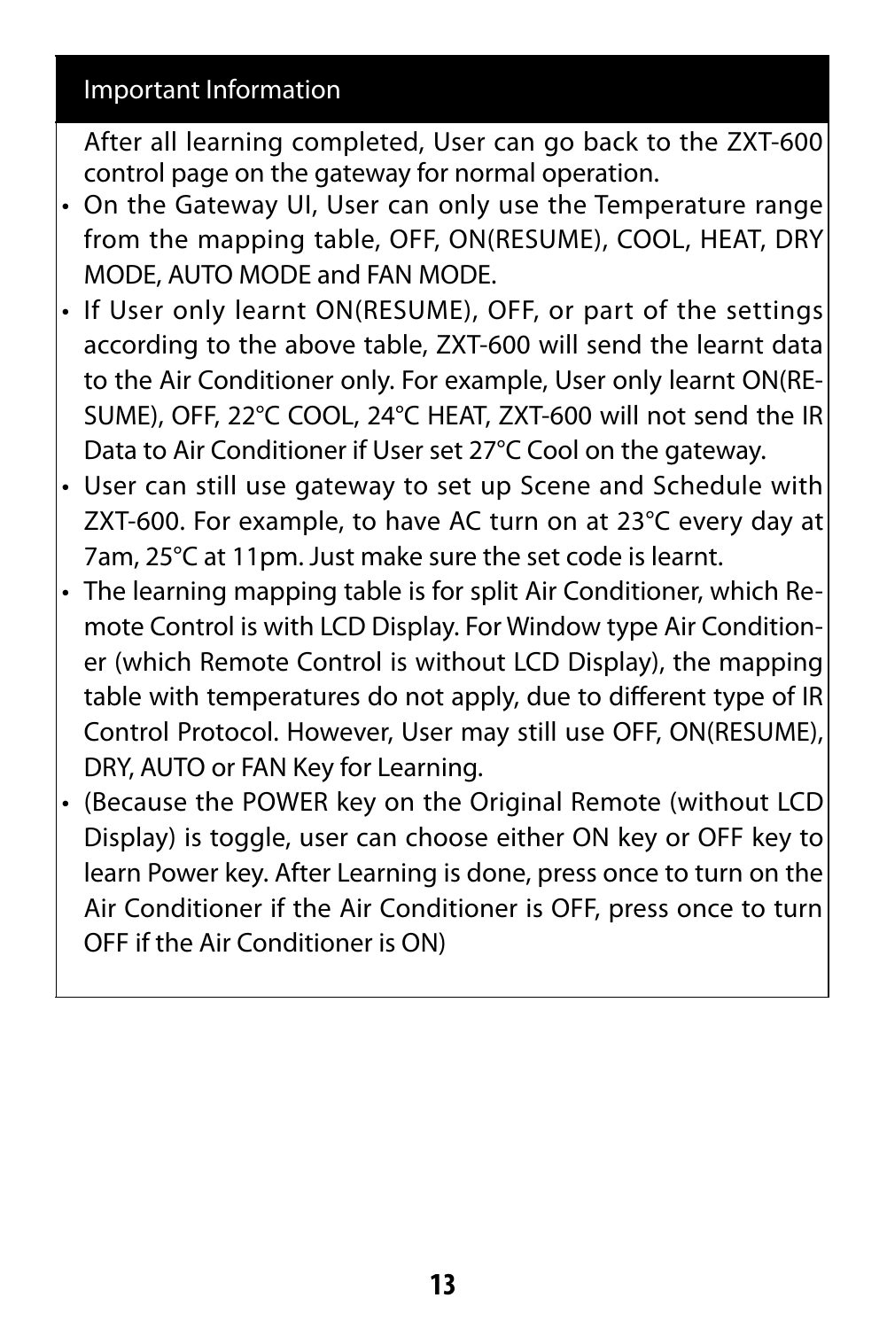## Important Information

After all learning completed, User can go back to the ZXT-600 control page on the gateway for normal operation.

- On the Gateway UI, User can only use the Temperature range from the mapping table, OFF, ON(RESUME), COOL, HEAT, DRY MODE, AUTO MODE and FAN MODE.
- If User only learnt ON(RESUME), OFF, or part of the settings according to the above table, ZXT-600 will send the learnt data to the Air Conditioner only. For example, User only learnt ON(RESUME), OFF, 22°C COOL, 24°C HEAT, ZXT-600 will not send the IR Data to Air Conditioner if User set 27°C Cool on the gateway.
- User can still use gateway to set up Scene and Schedule with ZXT-600. For example, to have AC turn on at 23°C every day at 7am, 25°C at 11pm. Just make sure the set code is learnt.
- The learning mapping table is for split Air Conditioner, which Remote Control is with LCD Display. For Window type Air Conditioner (which Remote Control is without LCD Display), the mapping table with temperatures do not apply, due to different type of IR Control Protocol. However, User may still use OFF, ON(RESUME), DRY, AUTO or FAN Key for Learning.
- (Because the POWER key on the Original Remote (without LCD Display) is toggle, user can choose either ON key or OFF key to learn Power key. After Learning is done, press once to turn on the Air Conditioner if the Air Conditioner is OFF, press once to turn OFF if the Air Conditioner is ON)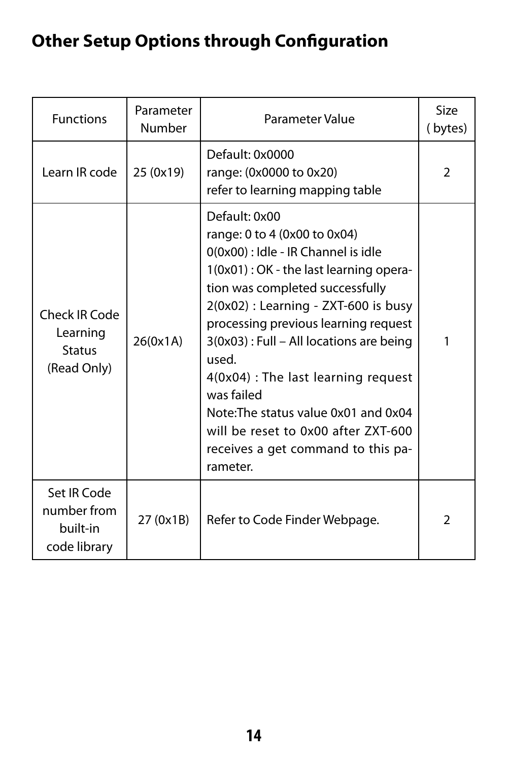## Other Setup Options through Configuration

| Functions | Parameter Number | Parameter Value | Size ( bytes) |
|---|---|---|---|
| Learn IR code | 25 (0x19) | Default: 0x0000<br>range: (0x0000 to 0x20)<br>refer to learning mapping table | 2 |
| Check IR Code Learning Status (Read Only) | 26(0x1A) | Default: 0x00<br>range: 0 to 4 (0x00 to 0x04)<br>0(0x00) : Idle - IR Channel is idle<br>1(0x01) : OK - the last learning operation was completed successfully<br>2(0x02) : Learning - ZXT-600 is busy processing previous learning request<br>3(0x03) : Full – All locations are being used.<br>4(0x04) : The last learning request was failed<br>Note:The status value 0x01 and 0x04 will be reset to 0x00 after ZXT-600 receives a get command to this parameter. | 1 |
| Set IR Code number from built-in code library | 27 (0x1B) | Refer to Code Finder Webpage. | 2 |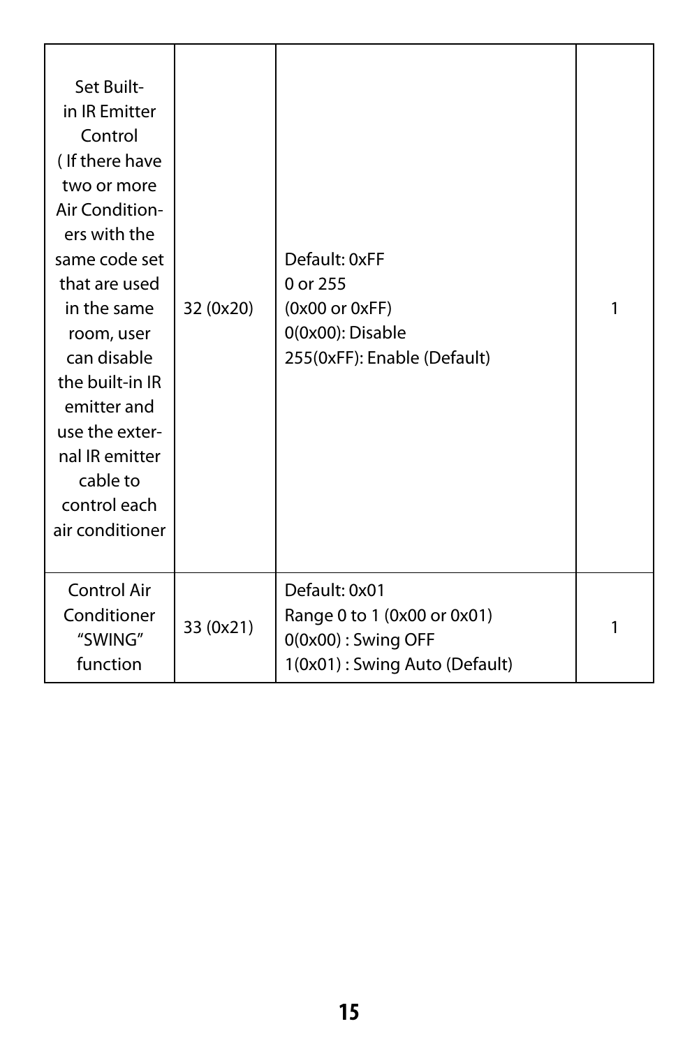| | | | |
|---|---|---|---|
| Set Built-in IR Emitter Control ( If there have two or more Air Conditioners with the same code set that are used in the same room, user can disable the built-in IR emitter and use the external IR emitter cable to control each air conditioner | 32 (0x20) | Default: 0xFF<br>0 or 255<br>(0x00 or 0xFF)<br>0(0x00): Disable<br>255(0xFF): Enable (Default) | 1 |
| Control Air Conditioner “SWING” function | 33 (0x21) | Default: 0x01<br>Range 0 to 1 (0x00 or 0x01)<br>0(0x00) : Swing OFF<br>1(0x01) : Swing Auto (Default) | 1 |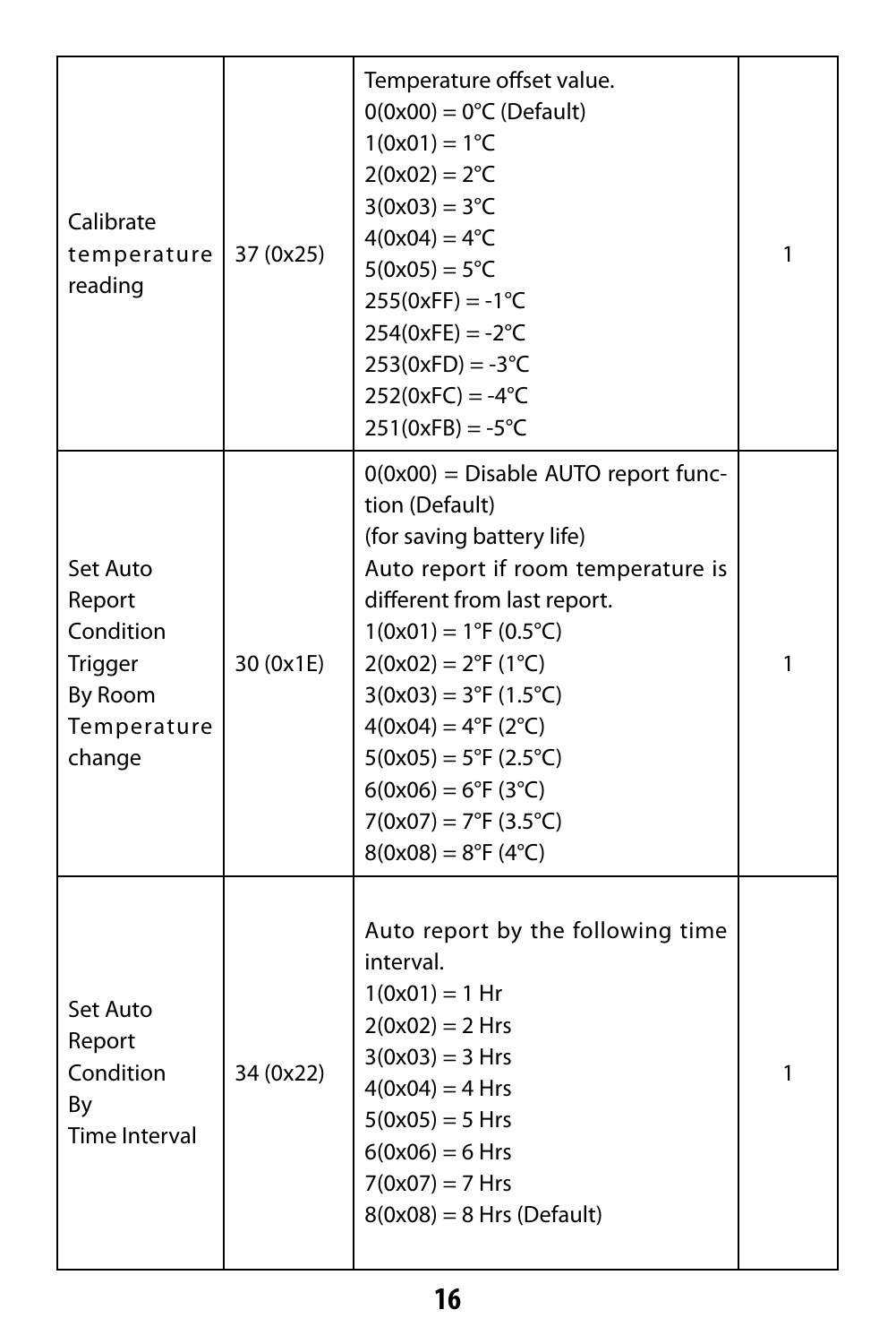| | | | |
|---|---|---|---|
| Calibrate temperature reading | 37 (0x25) | Temperature offset value.<br>0(0x00) = 0°C (Default)<br>1(0x01) = 1°C<br>2(0x02) = 2°C<br>3(0x03) = 3°C<br>4(0x04) = 4°C<br>5(0x05) = 5°C<br>255(0xFF) = -1°C<br>254(0xFE) = -2°C<br>253(0xFD) = -3°C<br>252(0xFC) = -4°C<br>251(0xFB) = -5°C | 1 |
| Set Auto Report Condition Trigger By Room Temperature change | 30 (0x1E) | 0(0x00) = Disable AUTO report function (Default)<br>(for saving battery life)<br>Auto report if room temperature is different from last report.<br>1(0x01) = 1°F (0.5°C)<br>2(0x02) = 2°F (1°C)<br>3(0x03) = 3°F (1.5°C)<br>4(0x04) = 4°F (2°C)<br>5(0x05) = 5°F (2.5°C)<br>6(0x06) = 6°F (3°C)<br>7(0x07) = 7°F (3.5°C)<br>8(0x08) = 8°F (4°C) | 1 |
| Set Auto Report Condition By Time Interval | 34 (0x22) | Auto report by the following time interval.<br>1(0x01) = 1 Hr<br>2(0x02) = 2 Hrs<br>3(0x03) = 3 Hrs<br>4(0x04) = 4 Hrs<br>5(0x05) = 5 Hrs<br>6(0x06) = 6 Hrs<br>7(0x07) = 7 Hrs<br>8(0x08) = 8 Hrs (Default) | 1 |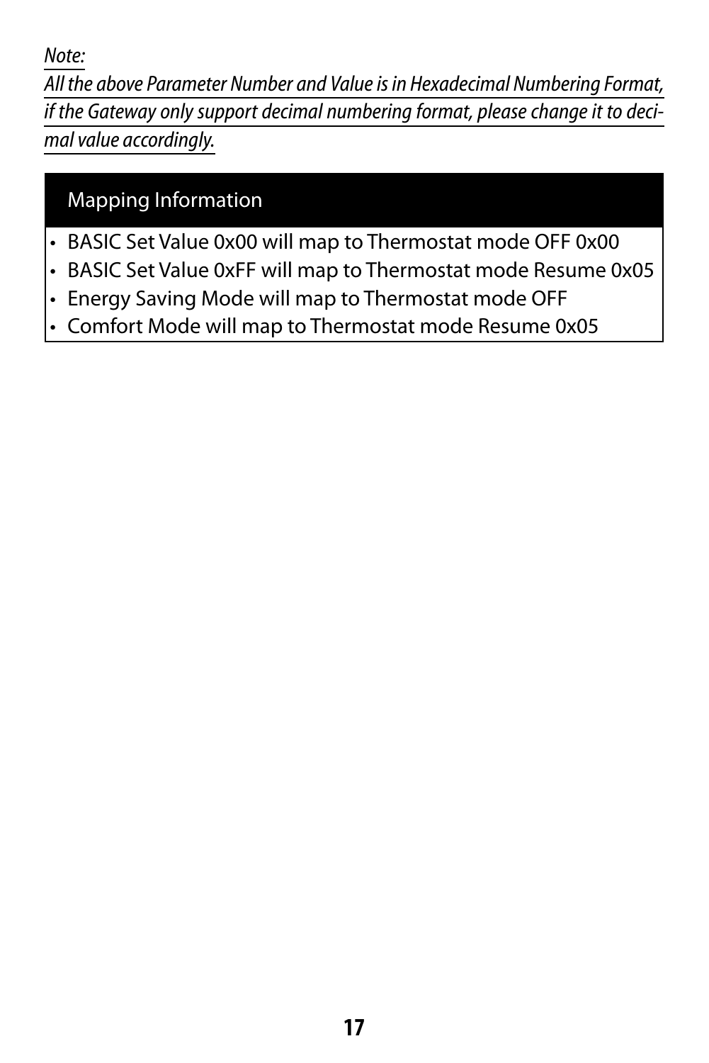*Note:*
*All the above Parameter Number and Value is in Hexadecimal Numbering Format, if the Gateway only support decimal numbering format, please change it to decimal value accordingly.*

## Mapping Information

- BASIC Set Value 0x00 will map to Thermostat mode OFF 0x00
- BASIC Set Value 0xFF will map to Thermostat mode Resume 0x05
- Energy Saving Mode will map to Thermostat mode OFF
- Comfort Mode will map to Thermostat mode Resume 0x05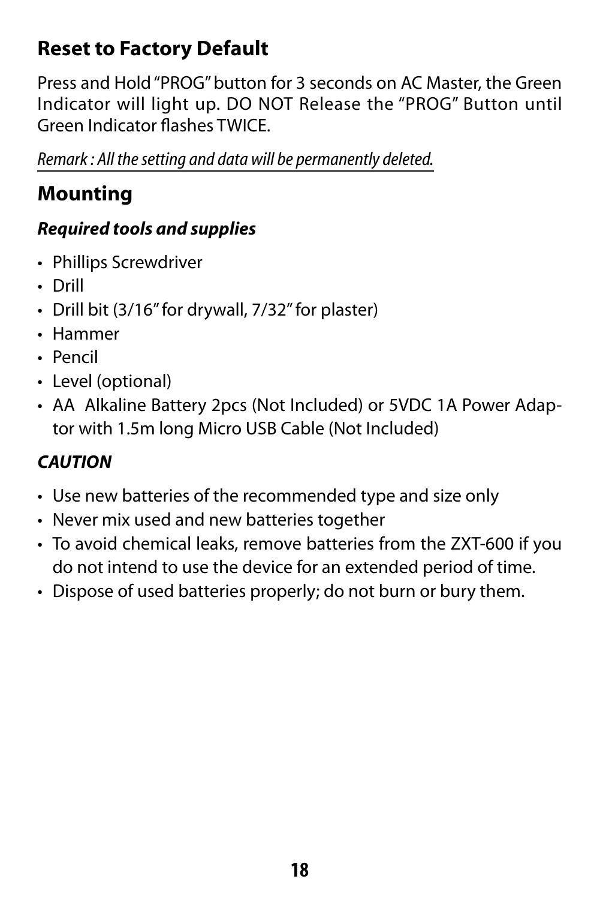## Reset to Factory Default

Press and Hold "PROG" button for 3 seconds on AC Master, the Green Indicator will light up. DO NOT Release the "PROG" Button until Green Indicator flashes TWICE.

*Remark : All the setting and data will be permanently deleted.*

## Mounting

### *Required tools and supplies*

- Phillips Screwdriver
- Drill
- Drill bit (3/16" for drywall, 7/32" for plaster)
- Hammer
- Pencil
- Level (optional)
- AA Alkaline Battery 2pcs (Not Included) or 5VDC 1A Power Adaptor with 1.5m long Micro USB Cable (Not Included)

### *CAUTION*

- Use new batteries of the recommended type and size only
- Never mix used and new batteries together
- To avoid chemical leaks, remove batteries from the ZXT-600 if you do not intend to use the device for an extended period of time.
- Dispose of used batteries properly; do not burn or bury them.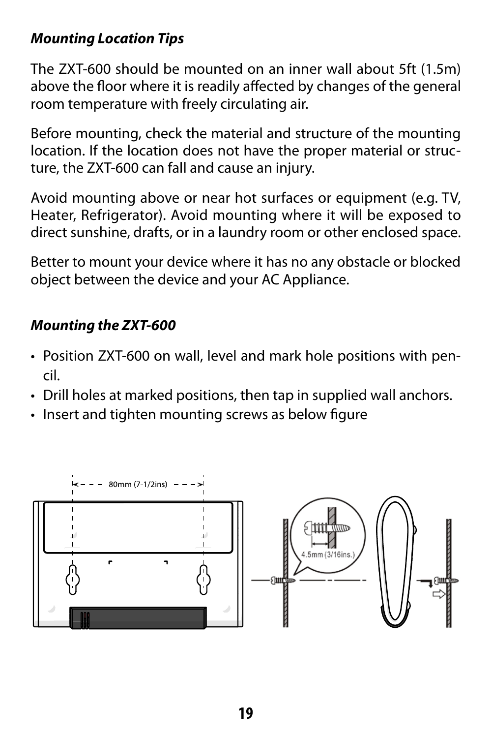***Mounting Location Tips***

The ZXT-600 should be mounted on an inner wall about 5ft (1.5m) above the floor where it is readily affected by changes of the general room temperature with freely circulating air.

Before mounting, check the material and structure of the mounting location. If the location does not have the proper material or structure, the ZXT-600 can fall and cause an injury.

Avoid mounting above or near hot surfaces or equipment (e.g. TV, Heater, Refrigerator). Avoid mounting where it will be exposed to direct sunshine, drafts, or in a laundry room or other enclosed space.

Better to mount your device where it has no any obstacle or blocked object between the device and your AC Appliance.

***Mounting the ZXT-600***

- Position ZXT-600 on wall, level and mark hole positions with pencil.
- Drill holes at marked positions, then tap in supplied wall anchors.
- Insert and tighten mounting screws as below figure

80mm (7-1/2ins)

4.5mm (3/16ins.)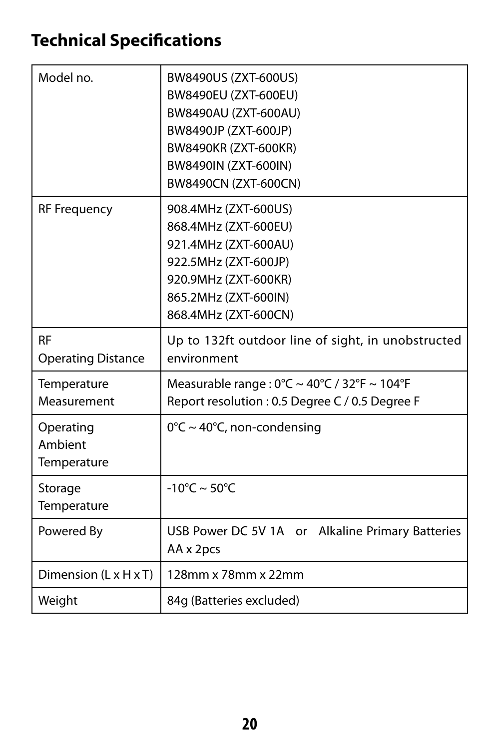## Technical Specifications

| | |
|---|---|
| Model no. | BW8490US (ZXT-600US)<br>BW8490EU (ZXT-600EU)<br>BW8490AU (ZXT-600AU)<br>BW8490JP (ZXT-600JP)<br>BW8490KR (ZXT-600KR)<br>BW8490IN (ZXT-600IN)<br>BW8490CN (ZXT-600CN) |
| RF Frequency | 908.4MHz (ZXT-600US)<br>868.4MHz (ZXT-600EU)<br>921.4MHz (ZXT-600AU)<br>922.5MHz (ZXT-600JP)<br>920.9MHz (ZXT-600KR)<br>865.2MHz (ZXT-600IN)<br>868.4MHz (ZXT-600CN) |
| RF Operating Distance | Up to 132ft outdoor line of sight, in unobstructed environment |
| Temperature Measurement | Measurable range : 0°C ~ 40°C / 32°F ~ 104°F<br>Report resolution : 0.5 Degree C / 0.5 Degree F |
| Operating Ambient Temperature | 0°C ~ 40°C, non-condensing |
| Storage Temperature | -10°C ~ 50°C |
| Powered By | USB Power DC 5V 1A or Alkaline Primary Batteries AA x 2pcs |
| Dimension (L x H x T) | 128mm x 78mm x 22mm |
| Weight | 84g (Batteries excluded) |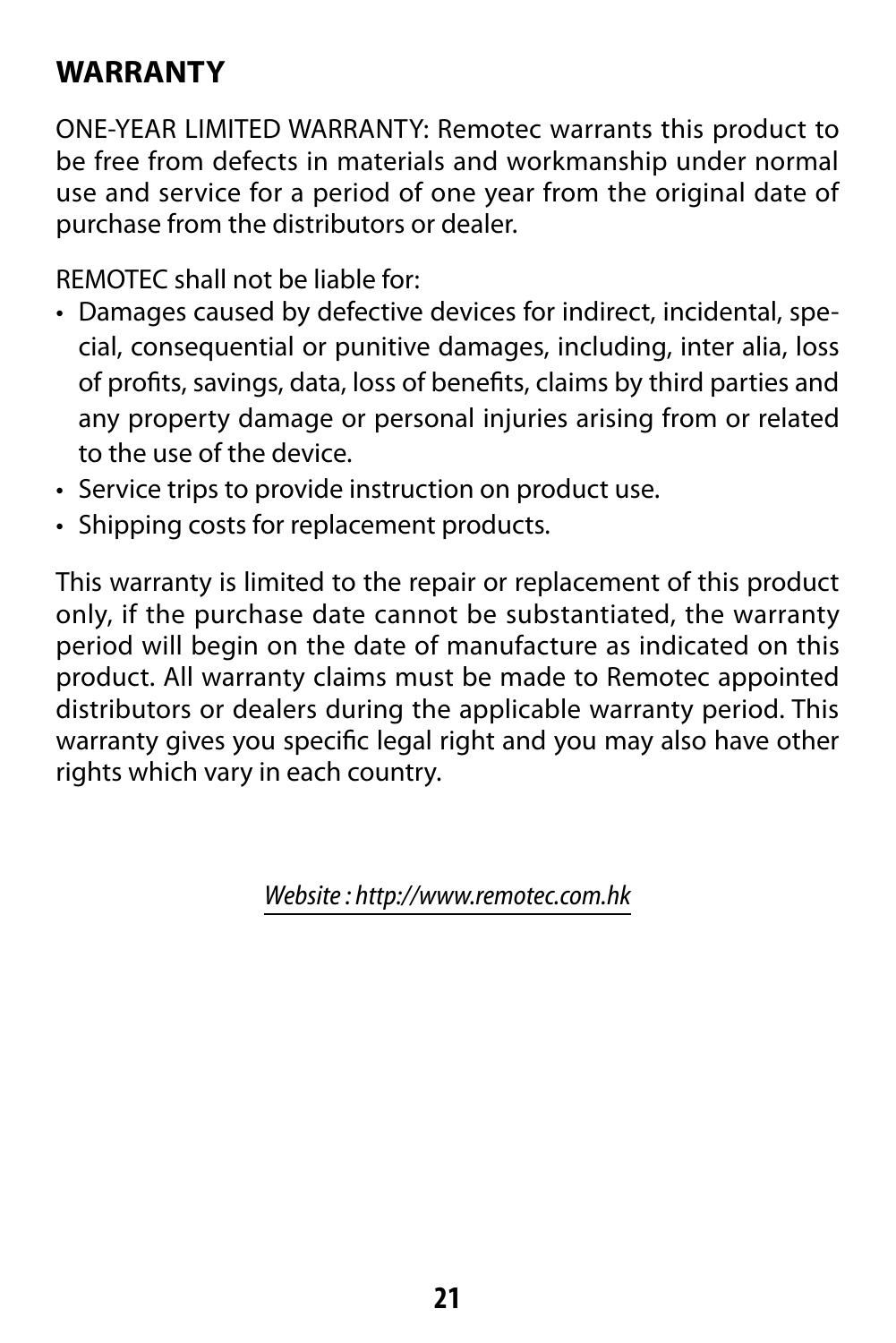## WARRANTY

ONE-YEAR LIMITED WARRANTY: Remotec warrants this product to be free from defects in materials and workmanship under normal use and service for a period of one year from the original date of purchase from the distributors or dealer.

REMOTEC shall not be liable for:

- Damages caused by defective devices for indirect, incidental, special, consequential or punitive damages, including, inter alia, loss of profits, savings, data, loss of benefits, claims by third parties and any property damage or personal injuries arising from or related to the use of the device.
- Service trips to provide instruction on product use.
- Shipping costs for replacement products.

This warranty is limited to the repair or replacement of this product only, if the purchase date cannot be substantiated, the warranty period will begin on the date of manufacture as indicated on this product. All warranty claims must be made to Remotec appointed distributors or dealers during the applicable warranty period. This warranty gives you specific legal right and you may also have other rights which vary in each country.

*Website : http://www.remotec.com.hk*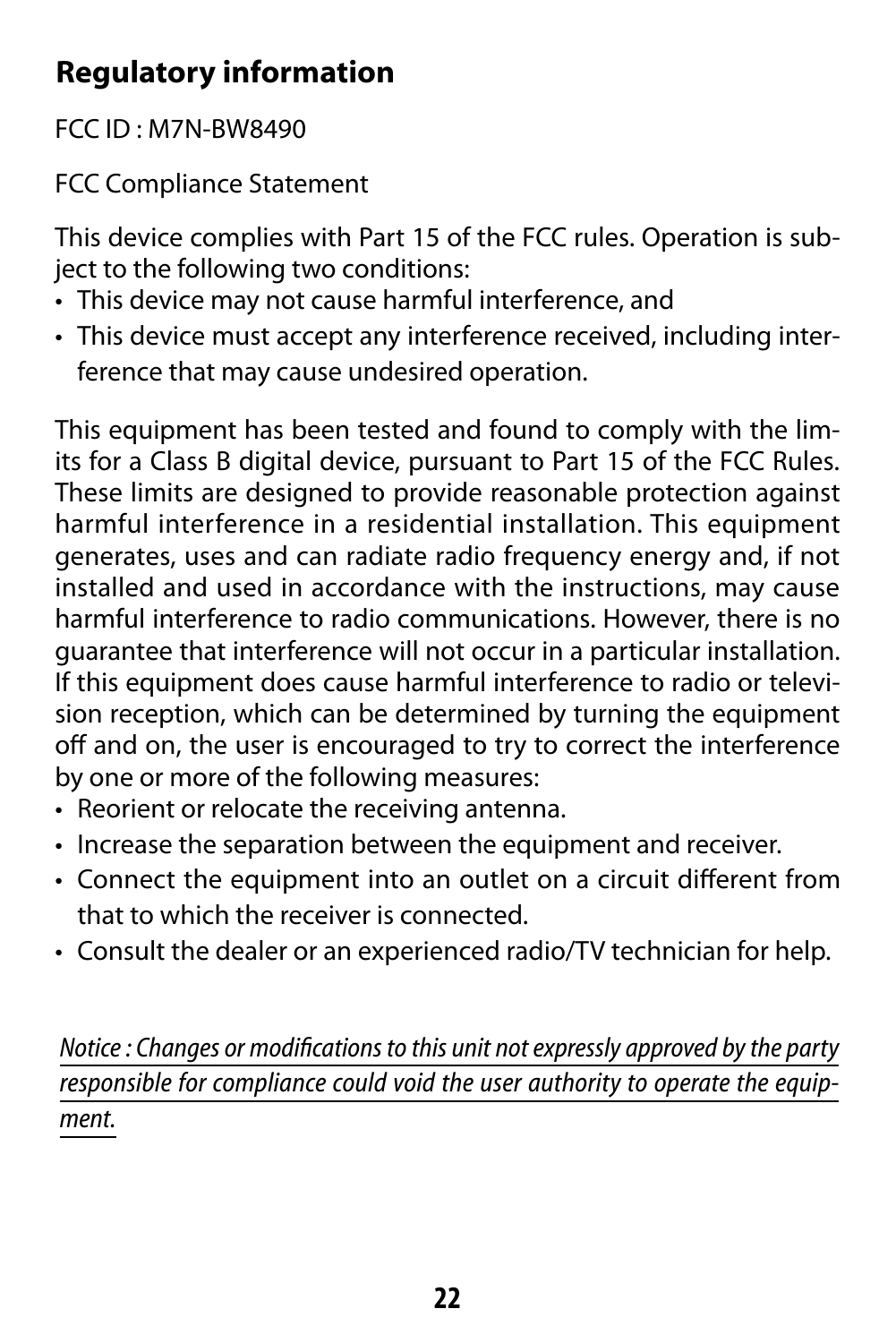## Regulatory information

FCC ID : M7N-BW8490

FCC Compliance Statement

This device complies with Part 15 of the FCC rules. Operation is subject to the following two conditions:

- This device may not cause harmful interference, and
- This device must accept any interference received, including interference that may cause undesired operation.

This equipment has been tested and found to comply with the limits for a Class B digital device, pursuant to Part 15 of the FCC Rules. These limits are designed to provide reasonable protection against harmful interference in a residential installation. This equipment generates, uses and can radiate radio frequency energy and, if not installed and used in accordance with the instructions, may cause harmful interference to radio communications. However, there is no guarantee that interference will not occur in a particular installation. If this equipment does cause harmful interference to radio or television reception, which can be determined by turning the equipment off and on, the user is encouraged to try to correct the interference by one or more of the following measures:

- Reorient or relocate the receiving antenna.
- Increase the separation between the equipment and receiver.
- Connect the equipment into an outlet on a circuit different from that to which the receiver is connected.
- Consult the dealer or an experienced radio/TV technician for help.

*Notice : Changes or modifications to this unit not expressly approved by the party responsible for compliance could void the user authority to operate the equipment.*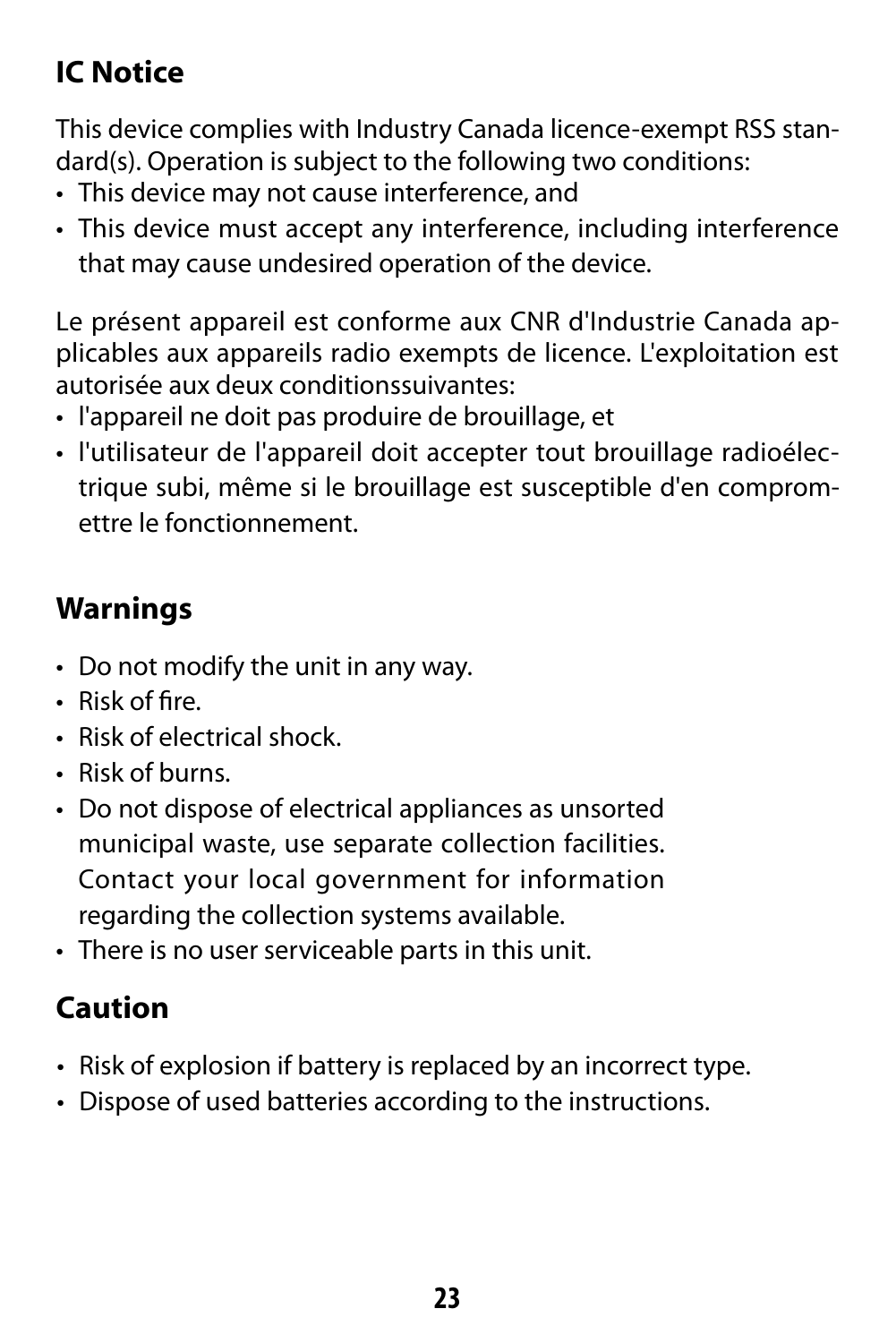## IC Notice

This device complies with Industry Canada licence-exempt RSS standard(s). Operation is subject to the following two conditions:

- This device may not cause interference, and
- This device must accept any interference, including interference that may cause undesired operation of the device.

Le présent appareil est conforme aux CNR d'Industrie Canada applicables aux appareils radio exempts de licence. L'exploitation est autorisée aux deux conditionssuivantes:

- l'appareil ne doit pas produire de brouillage, et
- l'utilisateur de l'appareil doit accepter tout brouillage radioélectrique subi, même si le brouillage est susceptible d'en compromettre le fonctionnement.

## Warnings

- Do not modify the unit in any way.
- Risk of fire.
- Risk of electrical shock.
- Risk of burns.
- Do not dispose of electrical appliances as unsorted municipal waste, use separate collection facilities. Contact your local government for information regarding the collection systems available.
- There is no user serviceable parts in this unit.

## Caution

- Risk of explosion if battery is replaced by an incorrect type.
- Dispose of used batteries according to the instructions.